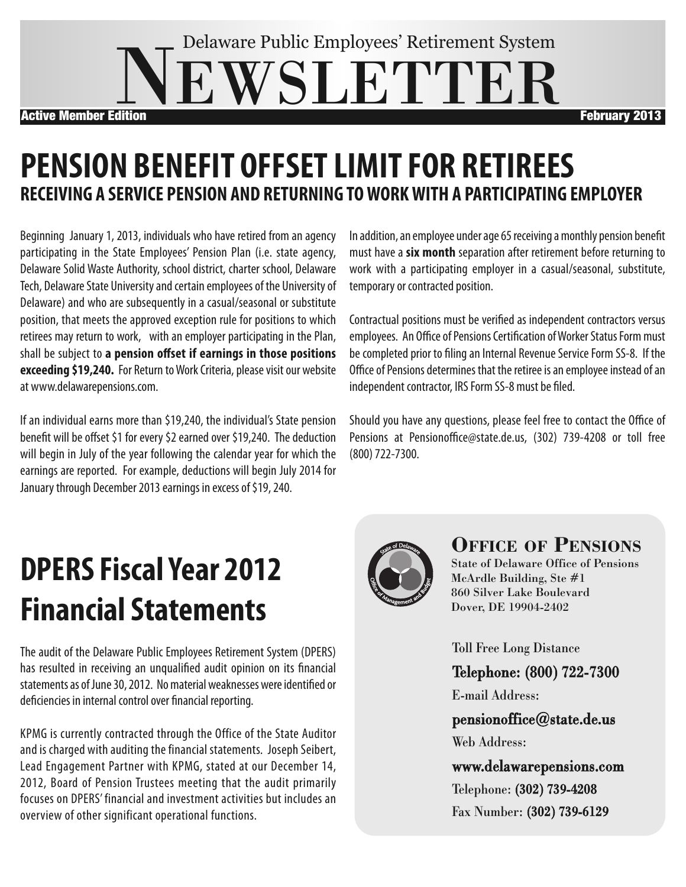# Delaware Public Employees' Retirement System NEWSLETTER

**Active Member Edition** **February 2013**

# PENSION BENEFIT OFFSET LIMIT FOR RETIREES

## RECEIVING A SERVICE PENSION AND RETURNING TO WORK WITH A PARTICIPATING EMPLOYER

Beginning January 1, 2013, individuals who have retired from an agency participating in the State Employees' Pension Plan (i.e. state agency, Delaware Solid Waste Authority, school district, charter school, Delaware Tech, Delaware State University and certain employees of the University of Delaware) and who are subsequently in a casual/seasonal or substitute position, that meets the approved exception rule for positions to which retirees may return to work, with an employer participating in the Plan, shall be subject to **a pension offset if earnings in those positions exceeding $19,240.** For Return to Work Criteria, please visit our website at www.delawarepensions.com.

If an individual earns more than $19,240, the individual's State pension benefit will be offset $1 for every $2 earned over $19,240. The deduction will begin in July of the year following the calendar year for which the earnings are reported. For example, deductions will begin July 2014 for January through December 2013 earnings in excess of $19, 240.

In addition, an employee under age 65 receiving a monthly pension benefit must have a **six month** separation after retirement before returning to work with a participating employer in a casual/seasonal, substitute, temporary or contracted position.

Contractual positions must be verified as independent contractors versus employees. An Office of Pensions Certification of Worker Status Form must be completed prior to filing an Internal Revenue Service Form SS-8. If the Office of Pensions determines that the retiree is an employee instead of an independent contractor, IRS Form SS-8 must be filed.

Should you have any questions, please feel free to contact the Office of Pensions at Pensionoffice@state.de.us, (302) 739-4208 or toll free (800) 722-7300.

# DPERS Fiscal Year 2012 Financial Statements

The audit of the Delaware Public Employees Retirement System (DPERS) has resulted in receiving an unqualified audit opinion on its financial statements as of June 30, 2012. No material weaknesses were identified or deficiencies in internal control over financial reporting.

KPMG is currently contracted through the Office of the State Auditor and is charged with auditing the financial statements. Joseph Seibert, Lead Engagement Partner with KPMG, stated at our December 14, 2012, Board of Pension Trustees meeting that the audit primarily focuses on DPERS' financial and investment activities but includes an overview of other significant operational functions.

### OFFICE OF PENSIONS

State of Delaware Office of Pensions
McArdle Building, Ste #1
860 Silver Lake Boulevard
Dover, DE 19904-2402

Toll Free Long Distance

**Telephone: (800) 722-7300**

E-mail Address:

**pensionoffice@state.de.us**

Web Address:

**www.delawarepensions.com**

Telephone: **(302) 739-4208**

Fax Number: **(302) 739-6129**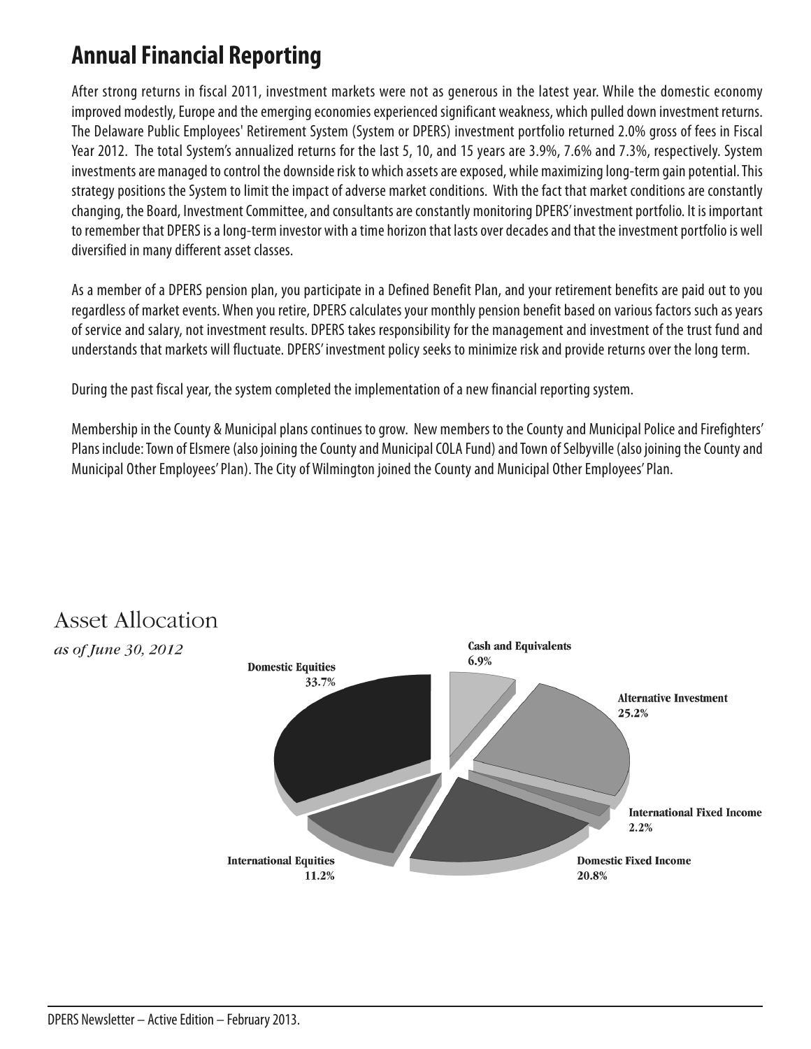# Annual Financial Reporting

After strong returns in fiscal 2011, investment markets were not as generous in the latest year. While the domestic economy improved modestly, Europe and the emerging economies experienced significant weakness, which pulled down investment returns. The Delaware Public Employees' Retirement System (System or DPERS) investment portfolio returned 2.0% gross of fees in Fiscal Year 2012. The total System's annualized returns for the last 5, 10, and 15 years are 3.9%, 7.6% and 7.3%, respectively. System investments are managed to control the downside risk to which assets are exposed, while maximizing long-term gain potential. This strategy positions the System to limit the impact of adverse market conditions. With the fact that market conditions are constantly changing, the Board, Investment Committee, and consultants are constantly monitoring DPERS' investment portfolio. It is important to remember that DPERS is a long-term investor with a time horizon that lasts over decades and that the investment portfolio is well diversified in many different asset classes.

As a member of a DPERS pension plan, you participate in a Defined Benefit Plan, and your retirement benefits are paid out to you regardless of market events. When you retire, DPERS calculates your monthly pension benefit based on various factors such as years of service and salary, not investment results. DPERS takes responsibility for the management and investment of the trust fund and understands that markets will fluctuate. DPERS' investment policy seeks to minimize risk and provide returns over the long term.

During the past fiscal year, the system completed the implementation of a new financial reporting system.

Membership in the County & Municipal plans continues to grow. New members to the County and Municipal Police and Firefighters' Plans include: Town of Elsmere (also joining the County and Municipal COLA Fund) and Town of Selbyville (also joining the County and Municipal Other Employees' Plan). The City of Wilmington joined the County and Municipal Other Employees' Plan.

## Asset Allocation

*as of June 30, 2012*

| Asset Class | Allocation |
|---|---|
| Domestic Equities | 33.7% |
| Cash and Equivalents | 6.9% |
| Alternative Investment | 25.2% |
| International Fixed Income | 2.2% |
| Domestic Fixed Income | 20.8% |
| International Equities | 11.2% |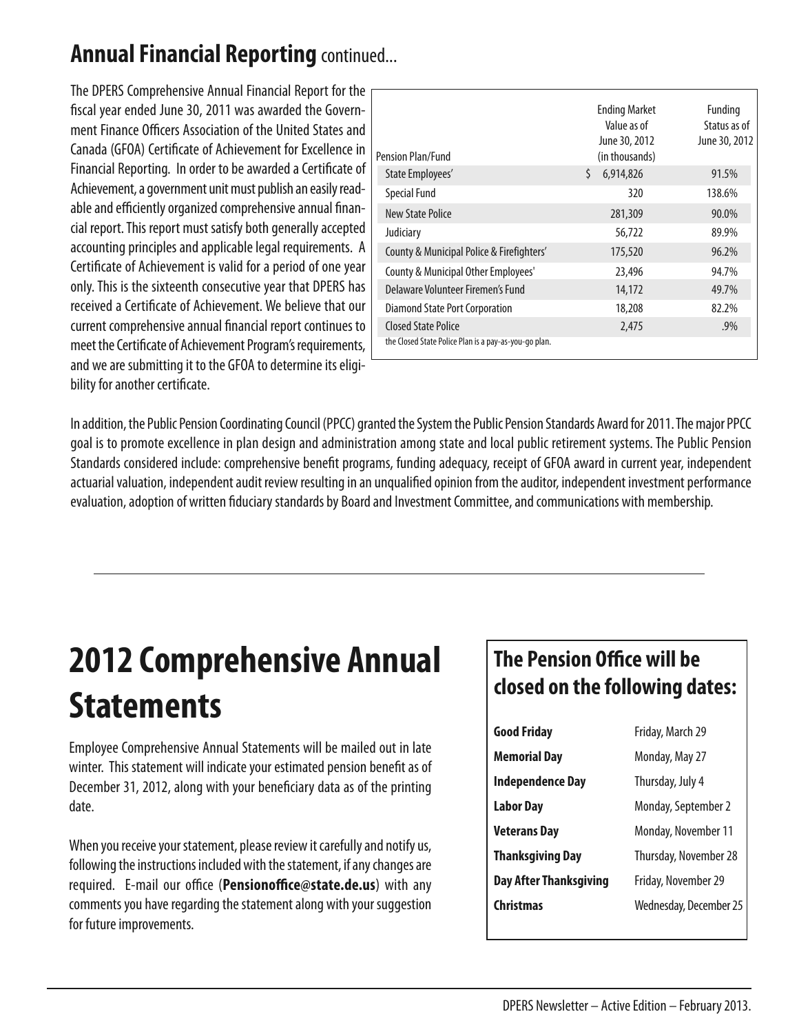## Annual Financial Reporting continued...

The DPERS Comprehensive Annual Financial Report for the fiscal year ended June 30, 2011 was awarded the Government Finance Officers Association of the United States and Canada (GFOA) Certificate of Achievement for Excellence in Financial Reporting. In order to be awarded a Certificate of Achievement, a government unit must publish an easily readable and efficiently organized comprehensive annual financial report. This report must satisfy both generally accepted accounting principles and applicable legal requirements. A Certificate of Achievement is valid for a period of one year only. This is the sixteenth consecutive year that DPERS has received a Certificate of Achievement. We believe that our current comprehensive annual financial report continues to meet the Certificate of Achievement Program's requirements, and we are submitting it to the GFOA to determine its eligibility for another certificate.

| Pension Plan/Fund | Ending Market Value as of June 30, 2012 (in thousands) | Funding Status as of June 30, 2012 |
|---|---|---|
| State Employees' | $ 6,914,826 | 91.5% |
| Special Fund | 320 | 138.6% |
| New State Police | 281,309 | 90.0% |
| Judiciary | 56,722 | 89.9% |
| County & Municipal Police & Firefighters' | 175,520 | 96.2% |
| County & Municipal Other Employees' | 23,496 | 94.7% |
| Delaware Volunteer Firemen's Fund | 14,172 | 49.7% |
| Diamond State Port Corporation | 18,208 | 82.2% |
| Closed State Police | 2,475 | .9% |

the Closed State Police Plan is a pay-as-you-go plan.

In addition, the Public Pension Coordinating Council (PPCC) granted the System the Public Pension Standards Award for 2011. The major PPCC goal is to promote excellence in plan design and administration among state and local public retirement systems. The Public Pension Standards considered include: comprehensive benefit programs, funding adequacy, receipt of GFOA award in current year, independent actuarial valuation, independent audit review resulting in an unqualified opinion from the auditor, independent investment performance evaluation, adoption of written fiduciary standards by Board and Investment Committee, and communications with membership.

# 2012 Comprehensive Annual Statements

Employee Comprehensive Annual Statements will be mailed out in late winter. This statement will indicate your estimated pension benefit as of December 31, 2012, along with your beneficiary data as of the printing date.

When you receive your statement, please review it carefully and notify us, following the instructions included with the statement, if any changes are required. E-mail our office (**Pensionoffice@state.de.us**) with any comments you have regarding the statement along with your suggestion for future improvements.

## The Pension Office will be closed on the following dates:

| | |
|---|---|
| **Good Friday** | Friday, March 29 |
| **Memorial Day** | Monday, May 27 |
| **Independence Day** | Thursday, July 4 |
| **Labor Day** | Monday, September 2 |
| **Veterans Day** | Monday, November 11 |
| **Thanksgiving Day** | Thursday, November 28 |
| **Day After Thanksgiving** | Friday, November 29 |
| **Christmas** | Wednesday, December 25 |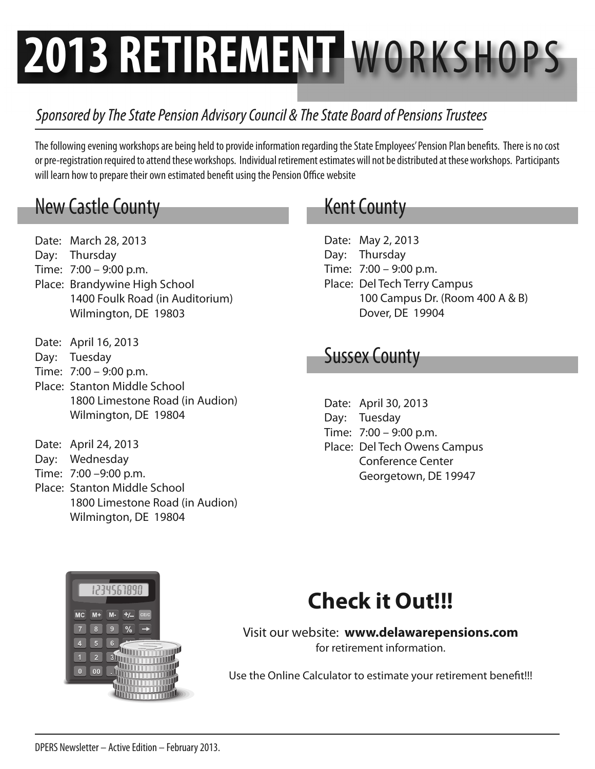# 2013 RETIREMENT WORKSHOPS

*Sponsored by The State Pension Advisory Council & The State Board of Pensions Trustees*

The following evening workshops are being held to provide information regarding the State Employees' Pension Plan benefits. There is no cost or pre-registration required to attend these workshops. Individual retirement estimates will not be distributed at these workshops. Participants will learn how to prepare their own estimated benefit using the Pension Office website

## New Castle County

Date: March 28, 2013
Day: Thursday
Time: 7:00 – 9:00 p.m.
Place: Brandywine High School
1400 Foulk Road (in Auditorium)
Wilmington, DE 19803

Date: April 16, 2013
Day: Tuesday
Time: 7:00 – 9:00 p.m.
Place: Stanton Middle School
1800 Limestone Road (in Audion)
Wilmington, DE 19804

Date: April 24, 2013
Day: Wednesday
Time: 7:00 –9:00 p.m.
Place: Stanton Middle School
1800 Limestone Road (in Audion)
Wilmington, DE 19804

## Kent County

Date: May 2, 2013
Day: Thursday
Time: 7:00 – 9:00 p.m.
Place: Del Tech Terry Campus
100 Campus Dr. (Room 400 A & B)
Dover, DE 19904

## Sussex County

Date: April 30, 2013
Day: Tuesday
Time: 7:00 – 9:00 p.m.
Place: Del Tech Owens Campus
Conference Center
Georgetown, DE 19947

## Check it Out!!!

Visit our website: **www.delawarepensions.com**
for retirement information.

Use the Online Calculator to estimate your retirement benefit!!!

DPERS Newsletter – Active Edition – February 2013.